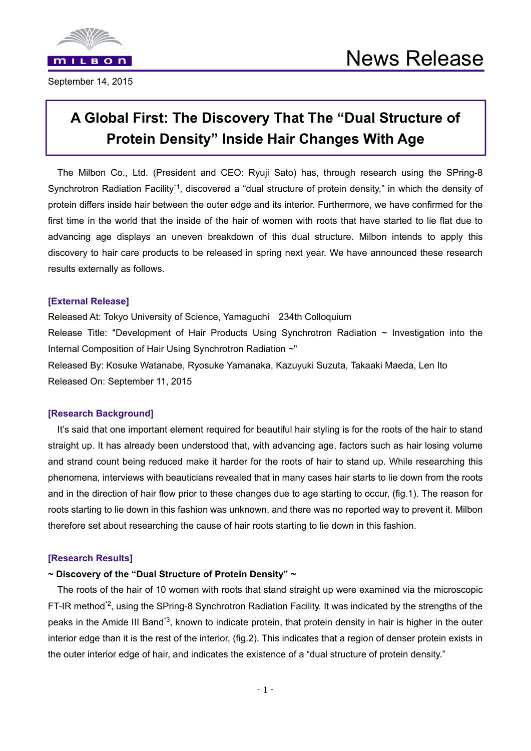MILBON

News Release

September 14, 2015

# A Global First: The Discovery That The "Dual Structure of Protein Density" Inside Hair Changes With Age

The Milbon Co., Ltd. (President and CEO: Ryuji Sato) has, through research using the SPring-8 Synchrotron Radiation Facility[*1], discovered a "dual structure of protein density," in which the density of protein differs inside hair between the outer edge and its interior. Furthermore, we have confirmed for the first time in the world that the inside of the hair of women with roots that have started to lie flat due to advancing age displays an uneven breakdown of this dual structure. Milbon intends to apply this discovery to hair care products to be released in spring next year. We have announced these research results externally as follows.

**[External Release]**

Released At: Tokyo University of Science, Yamaguchi 234th Colloquium

Release Title: "Development of Hair Products Using Synchrotron Radiation ~ Investigation into the Internal Composition of Hair Using Synchrotron Radiation ~"

Released By: Kosuke Watanabe, Ryosuke Yamanaka, Kazuyuki Suzuta, Takaaki Maeda, Len Ito

Released On: September 11, 2015

**[Research Background]**

It's said that one important element required for beautiful hair styling is for the roots of the hair to stand straight up. It has already been understood that, with advancing age, factors such as hair losing volume and strand count being reduced make it harder for the roots of hair to stand up. While researching this phenomena, interviews with beauticians revealed that in many cases hair starts to lie down from the roots and in the direction of hair flow prior to these changes due to age starting to occur, (fig.1). The reason for roots starting to lie down in this fashion was unknown, and there was no reported way to prevent it. Milbon therefore set about researching the cause of hair roots starting to lie down in this fashion.

**[Research Results]**

**~ Discovery of the "Dual Structure of Protein Density" ~**

The roots of the hair of 10 women with roots that stand straight up were examined via the microscopic FT-IR method[*2], using the SPring-8 Synchrotron Radiation Facility. It was indicated by the strengths of the peaks in the Amide III Band[*3], known to indicate protein, that protein density in hair is higher in the outer interior edge than it is the rest of the interior, (fig.2). This indicates that a region of denser protein exists in the outer interior edge of hair, and indicates the existence of a "dual structure of protein density."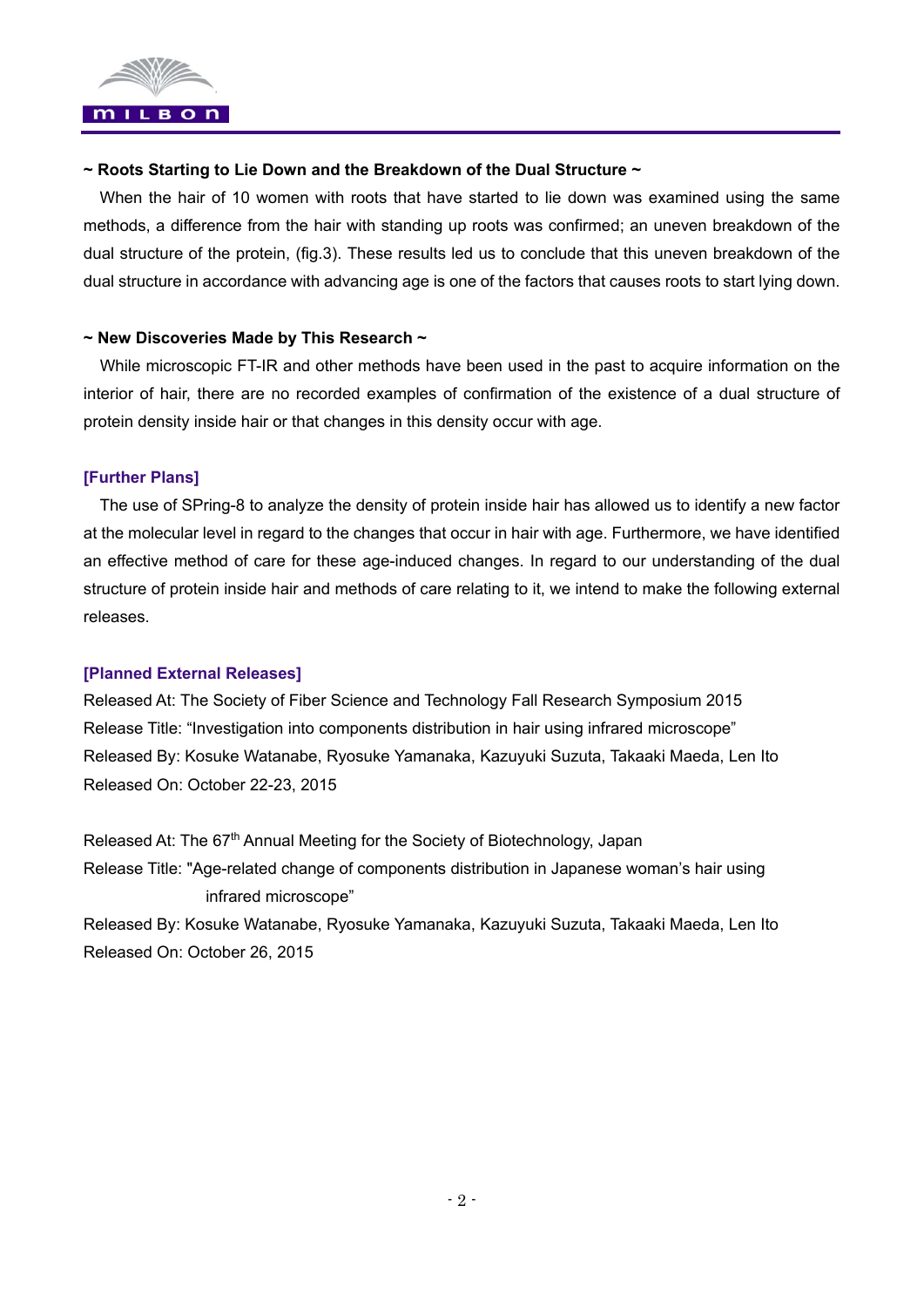**~ Roots Starting to Lie Down and the Breakdown of the Dual Structure ~**

When the hair of 10 women with roots that have started to lie down was examined using the same methods, a difference from the hair with standing up roots was confirmed; an uneven breakdown of the dual structure of the protein, (fig.3). These results led us to conclude that this uneven breakdown of the dual structure in accordance with advancing age is one of the factors that causes roots to start lying down.

**~ New Discoveries Made by This Research ~**

While microscopic FT-IR and other methods have been used in the past to acquire information on the interior of hair, there are no recorded examples of confirmation of the existence of a dual structure of protein density inside hair or that changes in this density occur with age.

## [Further Plans]

The use of SPring-8 to analyze the density of protein inside hair has allowed us to identify a new factor at the molecular level in regard to the changes that occur in hair with age. Furthermore, we have identified an effective method of care for these age-induced changes. In regard to our understanding of the dual structure of protein inside hair and methods of care relating to it, we intend to make the following external releases.

## [Planned External Releases]

Released At: The Society of Fiber Science and Technology Fall Research Symposium 2015
Release Title: “Investigation into components distribution in hair using infrared microscope”
Released By: Kosuke Watanabe, Ryosuke Yamanaka, Kazuyuki Suzuta, Takaaki Maeda, Len Ito
Released On: October 22-23, 2015

Released At: The 67th Annual Meeting for the Society of Biotechnology, Japan
Release Title: "Age-related change of components distribution in Japanese woman’s hair using infrared microscope”
Released By: Kosuke Watanabe, Ryosuke Yamanaka, Kazuyuki Suzuta, Takaaki Maeda, Len Ito
Released On: October 26, 2015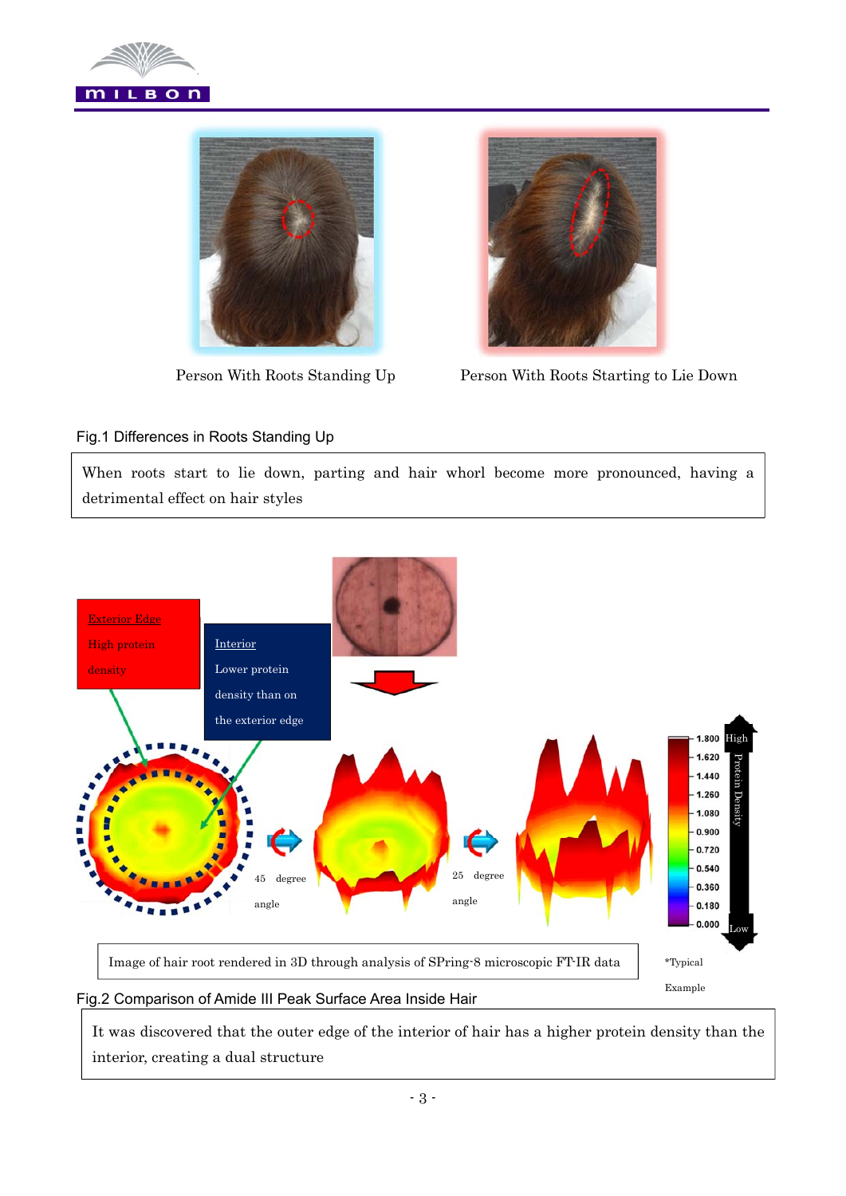Person With Roots Standing Up

Person With Roots Starting to Lie Down

Fig.1 Differences in Roots Standing Up

When roots start to lie down, parting and hair whorl become more pronounced, having a detrimental effect on hair styles

Exterior Edge
High protein density

Interior
Lower protein density than on the exterior edge

45 degree angle

25 degree angle

1.800 High
1.620
1.440
1.260
1.080
0.900
0.720
0.540
0.360
0.180
0.000 Low

Protein Density

Image of hair root rendered in 3D through analysis of SPring-8 microscopic FT-IR data

*Typical Example

Fig.2 Comparison of Amide III Peak Surface Area Inside Hair

It was discovered that the outer edge of the interior of hair has a higher protein density than the interior, creating a dual structure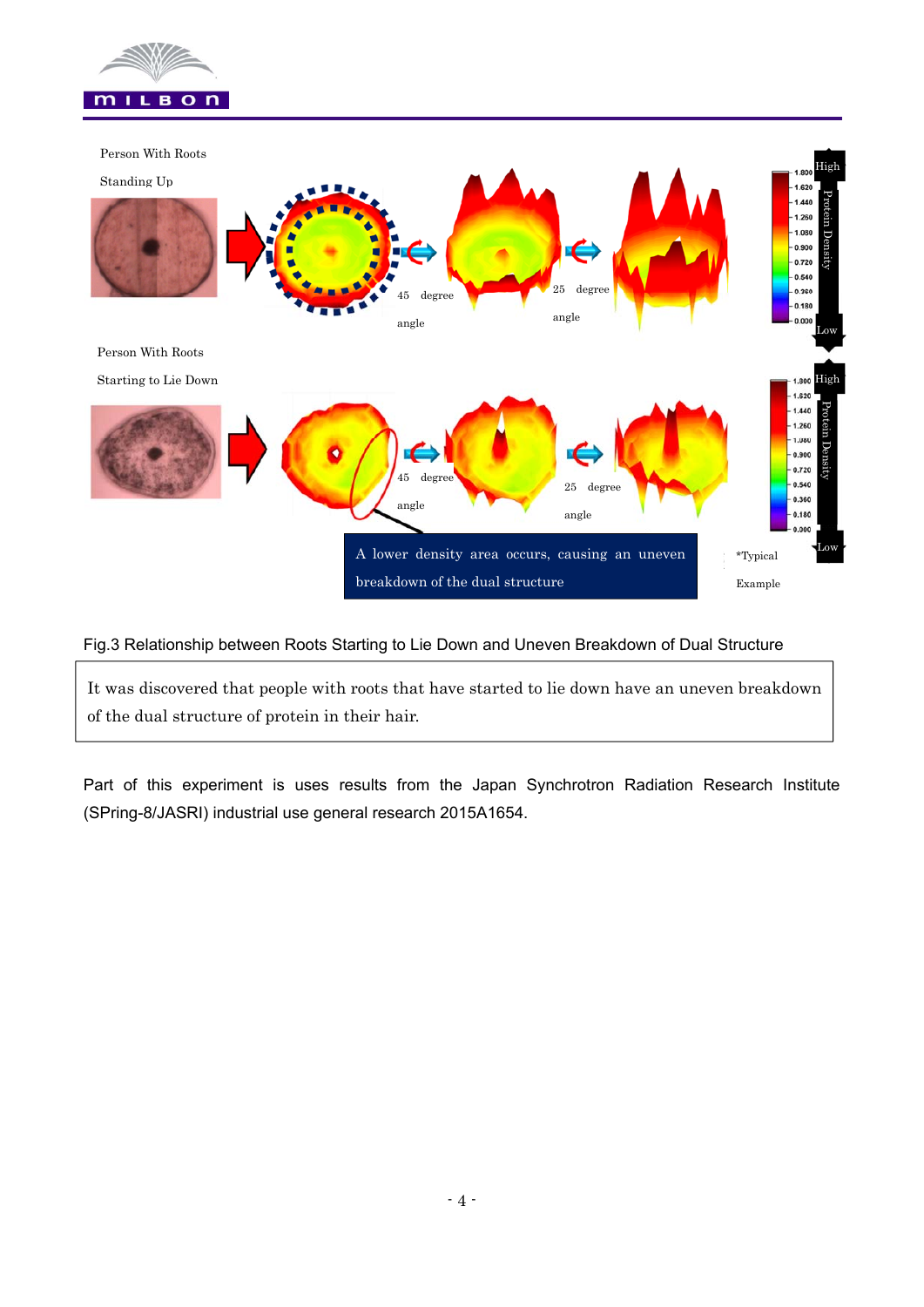Person With Roots Standing Up

45 degree angle

25 degree angle

Person With Roots Starting to Lie Down

45 degree angle

25 degree angle

A lower density area occurs, causing an uneven breakdown of the dual structure

*Typical Example

Fig.3 Relationship between Roots Starting to Lie Down and Uneven Breakdown of Dual Structure

It was discovered that people with roots that have started to lie down have an uneven breakdown of the dual structure of protein in their hair.

Part of this experiment is uses results from the Japan Synchrotron Radiation Research Institute (SPring-8/JASRI) industrial use general research 2015A1654.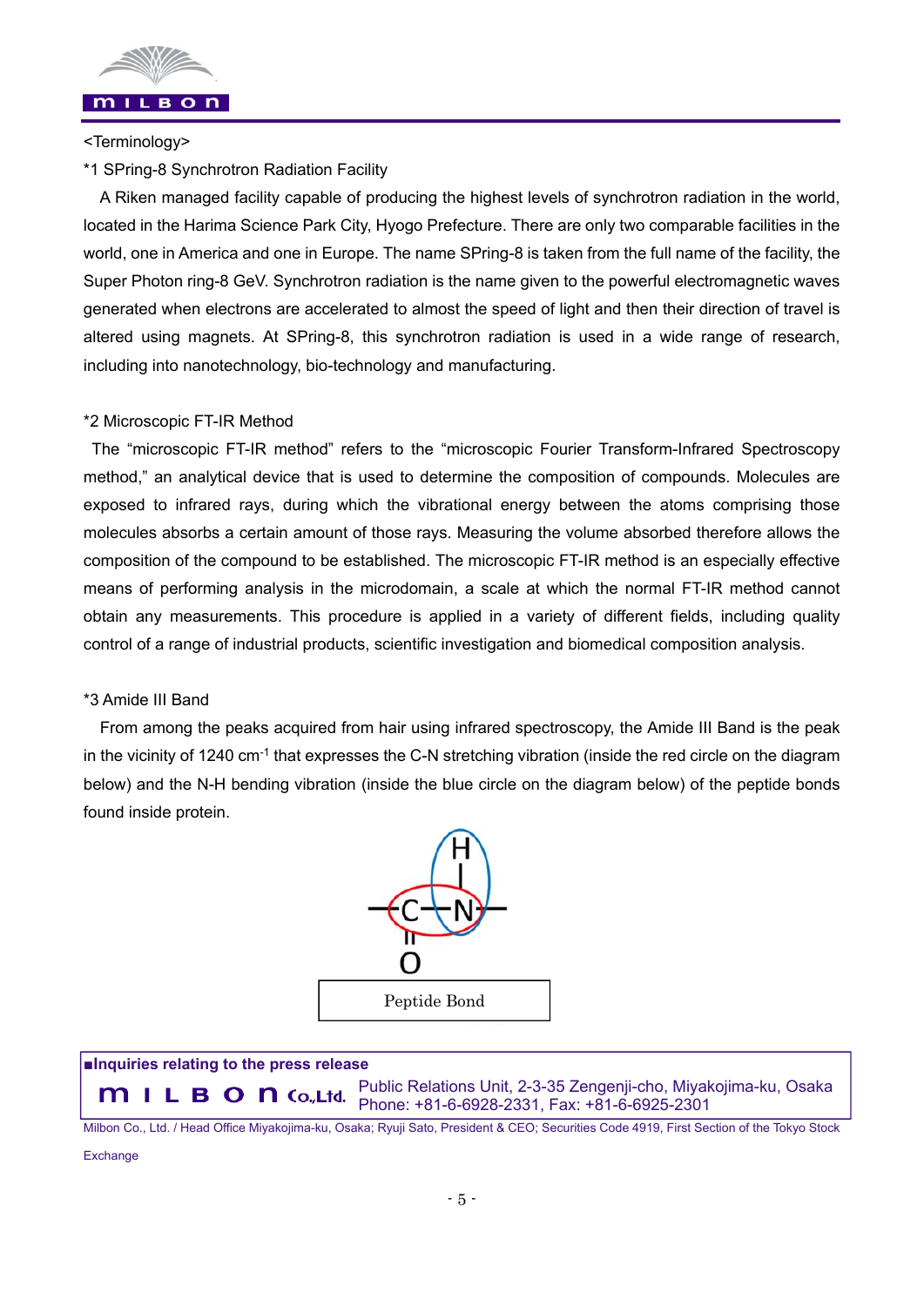<Terminology>

*1 SPring-8 Synchrotron Radiation Facility

A Riken managed facility capable of producing the highest levels of synchrotron radiation in the world, located in the Harima Science Park City, Hyogo Prefecture. There are only two comparable facilities in the world, one in America and one in Europe. The name SPring-8 is taken from the full name of the facility, the Super Photon ring-8 GeV. Synchrotron radiation is the name given to the powerful electromagnetic waves generated when electrons are accelerated to almost the speed of light and then their direction of travel is altered using magnets. At SPring-8, this synchrotron radiation is used in a wide range of research, including into nanotechnology, bio-technology and manufacturing.

*2 Microscopic FT-IR Method

The "microscopic FT-IR method" refers to the "microscopic Fourier Transform-Infrared Spectroscopy method," an analytical device that is used to determine the composition of compounds. Molecules are exposed to infrared rays, during which the vibrational energy between the atoms comprising those molecules absorbs a certain amount of those rays. Measuring the volume absorbed therefore allows the composition of the compound to be established. The microscopic FT-IR method is an especially effective means of performing analysis in the microdomain, a scale at which the normal FT-IR method cannot obtain any measurements. This procedure is applied in a variety of different fields, including quality control of a range of industrial products, scientific investigation and biomedical composition analysis.

*3 Amide III Band

From among the peaks acquired from hair using infrared spectroscopy, the Amide III Band is the peak in the vicinity of 1240 $cm^{-1}$ that expresses the C-N stretching vibration (inside the red circle on the diagram below) and the N-H bending vibration (inside the blue circle on the diagram below) of the peptide bonds found inside protein.

H
C
N
O

Peptide Bond

■Inquiries relating to the press release

MILBON Co.,Ltd. Public Relations Unit, 2-3-35 Zengenji-cho, Miyakojima-ku, Osaka
Phone: +81-6-6928-2331, Fax: +81-6-6925-2301

Milbon Co., Ltd. / Head Office Miyakojima-ku, Osaka; Ryuji Sato, President & CEO; Securities Code 4919, First Section of the Tokyo Stock Exchange